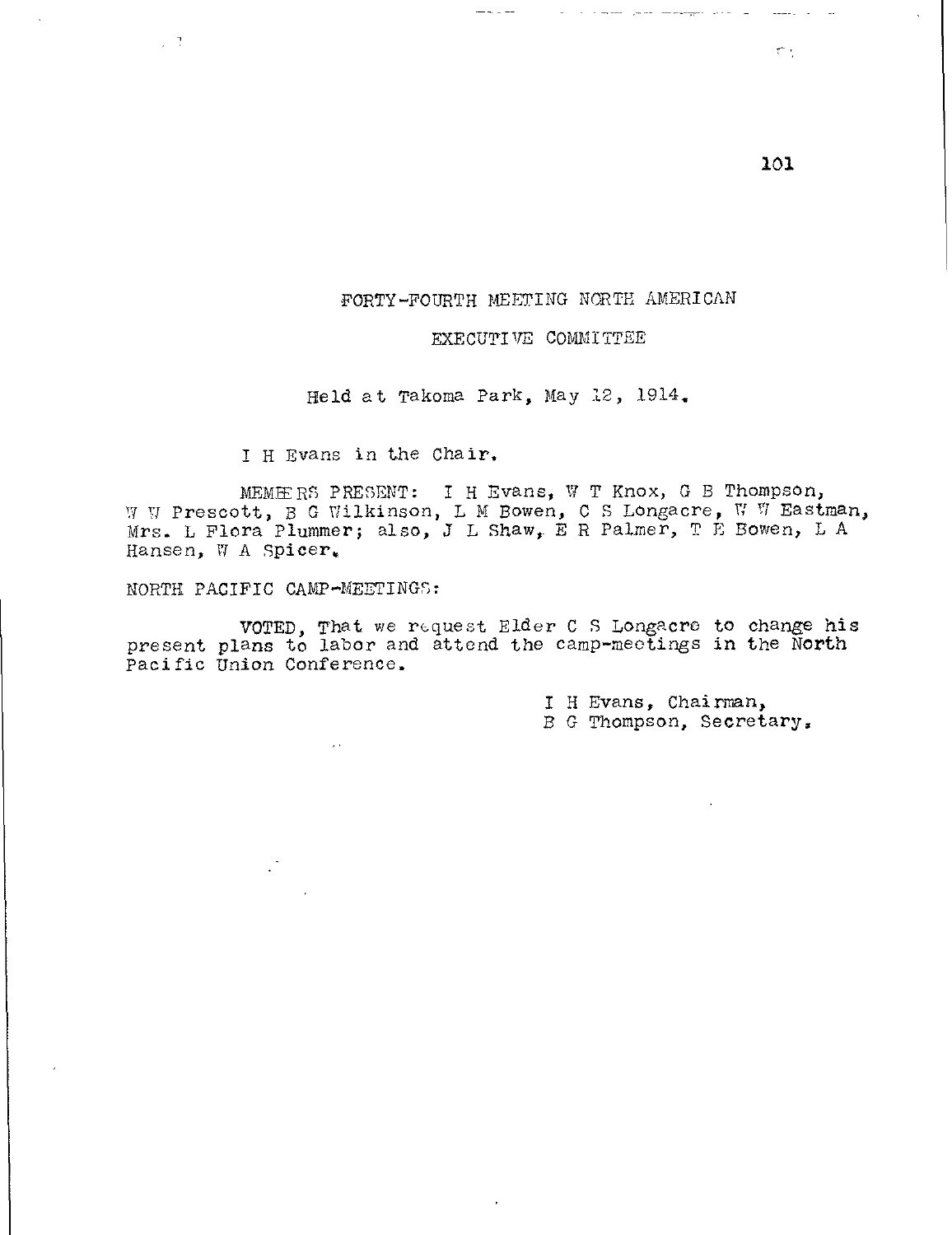# FORTY-FOURTH MEETING NORTH AMERICAN

## EXECUTIVE COMMITTEE

Held at Takoma Park, May 12, 1914.

I H Evans in the Chair.

MEMBERS PRESENT: I H Evans, W T Knox, G B Thompson, W W Prescott, B G Wilkinson, L M Bowen, C S Longacre, W W Eastman, Mrs. L Flora Plummer; also, J L Shaw, E R Palmer, T E Bowen, L A Hansen, W A Spicer.

NORTH PACIFIC CAMP-MEETINGS:

VOTED, That we request Elder C S Longacre to change his present plans to labor and attend the camp-meetings in the North Pacific Union Conference.

I H Evans, Chairman,
B G Thompson, Secretary.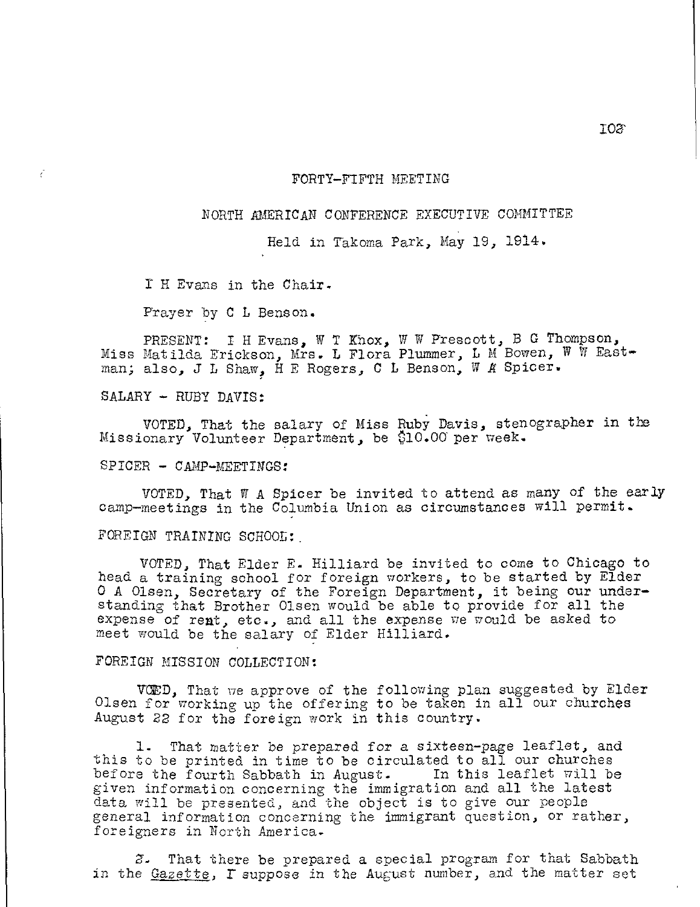FORTY-FIFTH MEETING

NORTH AMERICAN CONFERENCE EXECUTIVE COMMITTEE

Held in Takoma Park, May 19, 1914.

I H Evans in the Chair.

Prayer by C L Benson.

PRESENT: I H Evans, W T Knox, W W Prescott, B G Thompson, Miss Matilda Erickson, Mrs. L Flora Plummer, L M Bowen, W W Eastman; also, J L Shaw, H E Rogers, C L Benson, W A Spicer.

SALARY - RUBY DAVIS:

VOTED, That the salary of Miss Ruby Davis, stenographer in the Missionary Volunteer Department, be $10.00 per week.

SPICER - CAMP-MEETINGS:

VOTED, That W A Spicer be invited to attend as many of the early camp-meetings in the Columbia Union as circumstances will permit.

FOREIGN TRAINING SCHOOL:

VOTED, That Elder E. Hilliard be invited to come to Chicago to head a training school for foreign workers, to be started by Elder O A Olsen, Secretary of the Foreign Department, it being our understanding that Brother Olsen would be able to provide for all the expense of rent, etc., and all the expense we would be asked to meet would be the salary of Elder Hilliard.

FOREIGN MISSION COLLECTION:

VOTED, That we approve of the following plan suggested by Elder Olsen for working up the offering to be taken in all our churches August 22 for the foreign work in this country.

1. That matter be prepared for a sixteen-page leaflet, and this to be printed in time to be circulated to all our churches before the fourth Sabbath in August. In this leaflet will be given information concerning the immigration and all the latest data will be presented, and the object is to give our people general information concerning the immigrant question, or rather, foreigners in North America.

2. That there be prepared a special program for that Sabbath in the *Gazette*, I suppose in the August number, and the matter set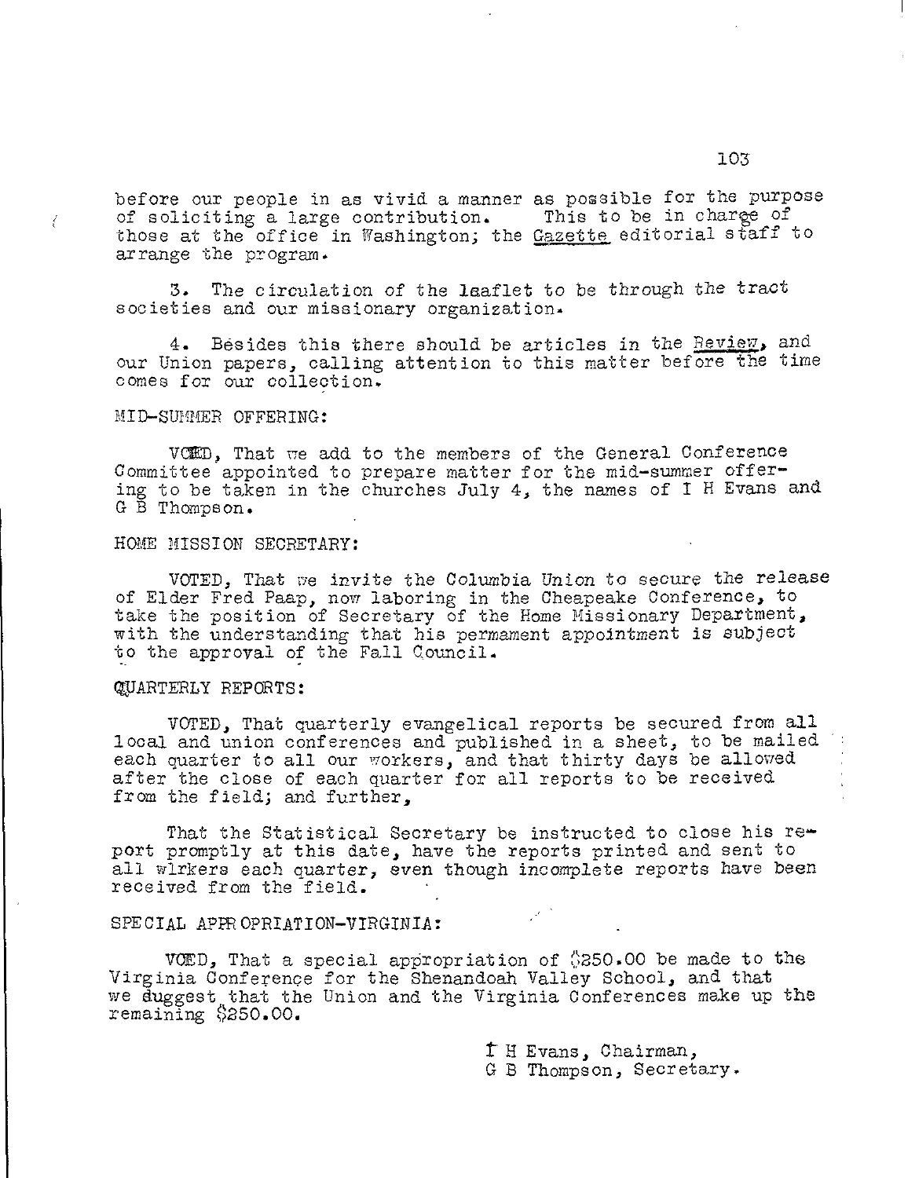before our people in as vivid a manner as possible for the purpose of soliciting a large contribution. This to be in charge of those at the office in Washington; the Gazette editorial staff to arrange the program.

3. The circulation of the laaflet to be through the tract societies and our missionary organization.

4. Besides this there should be articles in the Review, and our Union papers, calling attention to this matter before the time comes for our collection.

MID-SUMMER OFFERING:

VOTED, That we add to the members of the General Conference Committee appointed to prepare matter for the mid-summer offering to be taken in the churches July 4, the names of I H Evans and G B Thompson.

HOME MISSION SECRETARY:

VOTED, That we invite the Columbia Union to secure the release of Elder Fred Paap, now laboring in the Cheapeake Conference, to take the position of Secretary of the Home Missionary Department, with the understanding that his permament appointment is subject to the approval of the Fall Council.

QUARTERLY REPORTS:

VOTED, That quarterly evangelical reports be secured from all local and union conferences and published in a sheet, to be mailed each quarter to all our workers, and that thirty days be allowed after the close of each quarter for all reports to be received from the field; and further,

That the Statistical Secretary be instructed to close his report promptly at this date, have the reports printed and sent to all wlrkers each quarter, even though incomplete reports have been received from the field.

SPECIAL APPROPRIATION-VIRGINIA:

VOED, That a special appropriation of $250.00 be made to the Virginia Conference for the Shenandoah Valley School, and that we duggest that the Union and the Virginia Conferences make up the remaining $250.00.

I H Evans, Chairman,
G B Thompson, Secretary.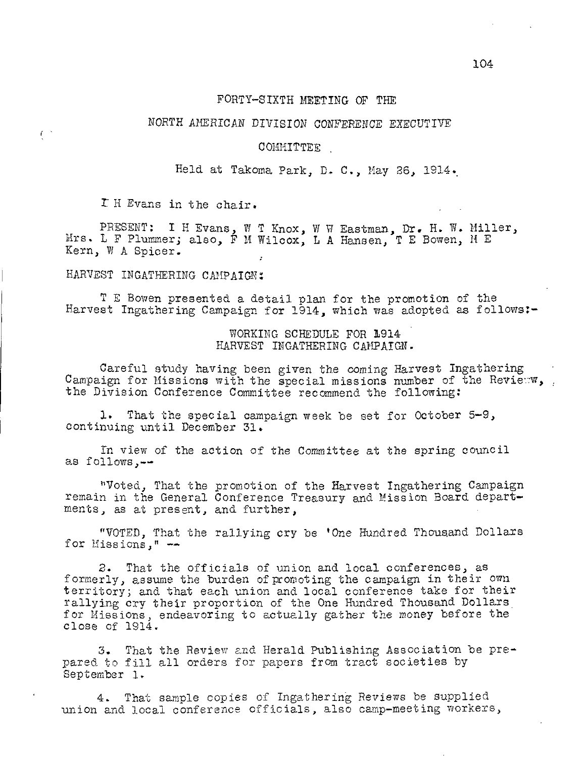# FORTY-SIXTH MEETING OF THE

## NORTH AMERICAN DIVISION CONFERENCE EXECUTIVE

## COMMITTEE

Held at Takoma Park, D. C., May 26, 1914.

I H Evans in the chair.

PRESENT: I H Evans, W T Knox, W W Eastman, Dr. H. W. Miller, Mrs. L F Plummer; also, F M Wilcox, L A Hansen, T E Bowen, M E Kern, W A Spicer.

HARVEST INGATHERING CAMPAIGN:

T E Bowen presented a detail plan for the promotion of the Harvest Ingathering Campaign for 1914, which was adopted as follows:-

### WORKING SCHEDULE FOR 1914 HARVEST INGATHERING CAMPAIGN.

Careful study having been given the coming Harvest Ingathering Campaign for Missions with the special missions number of the Review, the Division Conference Committee recommend the following:

1. That the special campaign week be set for October 5-9, continuing until December 31.

In view of the action of the Committee at the spring council as follows,--

"Voted, That the promotion of the Harvest Ingathering Campaign remain in the General Conference Treasury and Mission Board departments, as at present, and further,

"VOTED, That the rallying cry be 'One Hundred Thousand Dollars for Missions," --

2. That the officials of union and local conferences, as formerly, assume the burden of promoting the campaign in their own territory; and that each union and local conference take for their rallying cry their proportion of the One Hundred Thousand Dollars for Missions, endeavoring to actually gather the money before the close of 1914.

3. That the Review and Herald Publishing Association be prepared to fill all orders for papers from tract societies by September 1.

4. That sample copies of Ingathering Reviews be supplied union and local conference officials, also camp-meeting workers,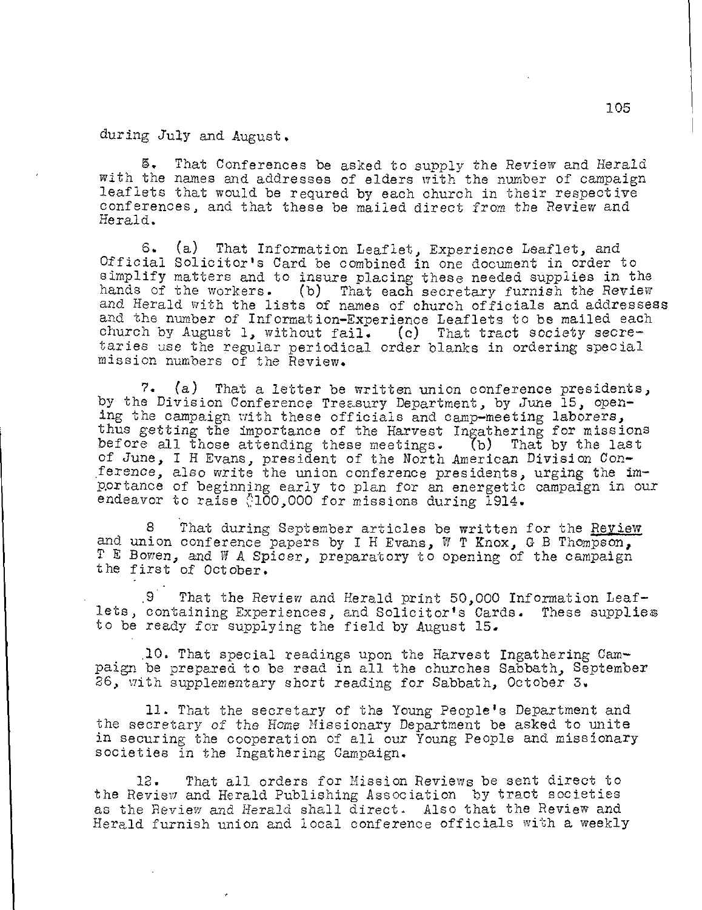during July and August.

5. That Conferences be asked to supply the Review and Herald with the names and addresses of elders with the number of campaign leaflets that would be requred by each church in their respective conferences, and that these be mailed direct from the Review and Herald.

6. (a) That Information Leaflet, Experience Leaflet, and Official Solicitor's Card be combined in one document in order to simplify matters and to insure placing these needed supplies in the hands of the workers. (b) That each secretary furnish the Review and Herald with the lists of names of church officials and addresses and the number of Information-Experience Leaflets to be mailed each church by August 1, without fail. (c) That tract society secretaries use the regular periodical order blanks in ordering special mission numbers of the Review.

7. (a) That a letter be written union conference presidents, by the Division Conference Treasury Department, by June 15, opening the campaign with these officials and camp-meeting laborers, thus getting the importance of the Harvest Ingathering for missions before all those attending these meetings. (b) That by the last of June, I H Evans, president of the North American Division Conference, also write the union conference presidents, urging the importance of beginning early to plan for an energetic campaign in our endeavor to raise $100,000 for missions during 1914.

8 That during September articles be written for the Review and union conference papers by I H Evans, W T Knox, G B Thompson, T E Bowen, and W A Spicer, preparatory to opening of the campaign the first of October.

9 That the Review and Herald print 50,000 Information Leaflets, containing Experiences, and Solicitor's Cards. These supplies to be ready for supplying the field by August 15.

10. That special readings upon the Harvest Ingathering Campaign be prepared to be read in all the churches Sabbath, September 26, with supplementary short reading for Sabbath, October 3.

11. That the secretary of the Young People's Department and the secretary of the Home Missionary Department be asked to unite in securing the cooperation of all our Young People and missionary societies in the Ingathering Campaign.

12. That all orders for Mission Reviews be sent direct to the Review and Herald Publishing Association by tract societies as the Review and Herald shall direct. Also that the Review and Herald furnish union and local conference officials with a weekly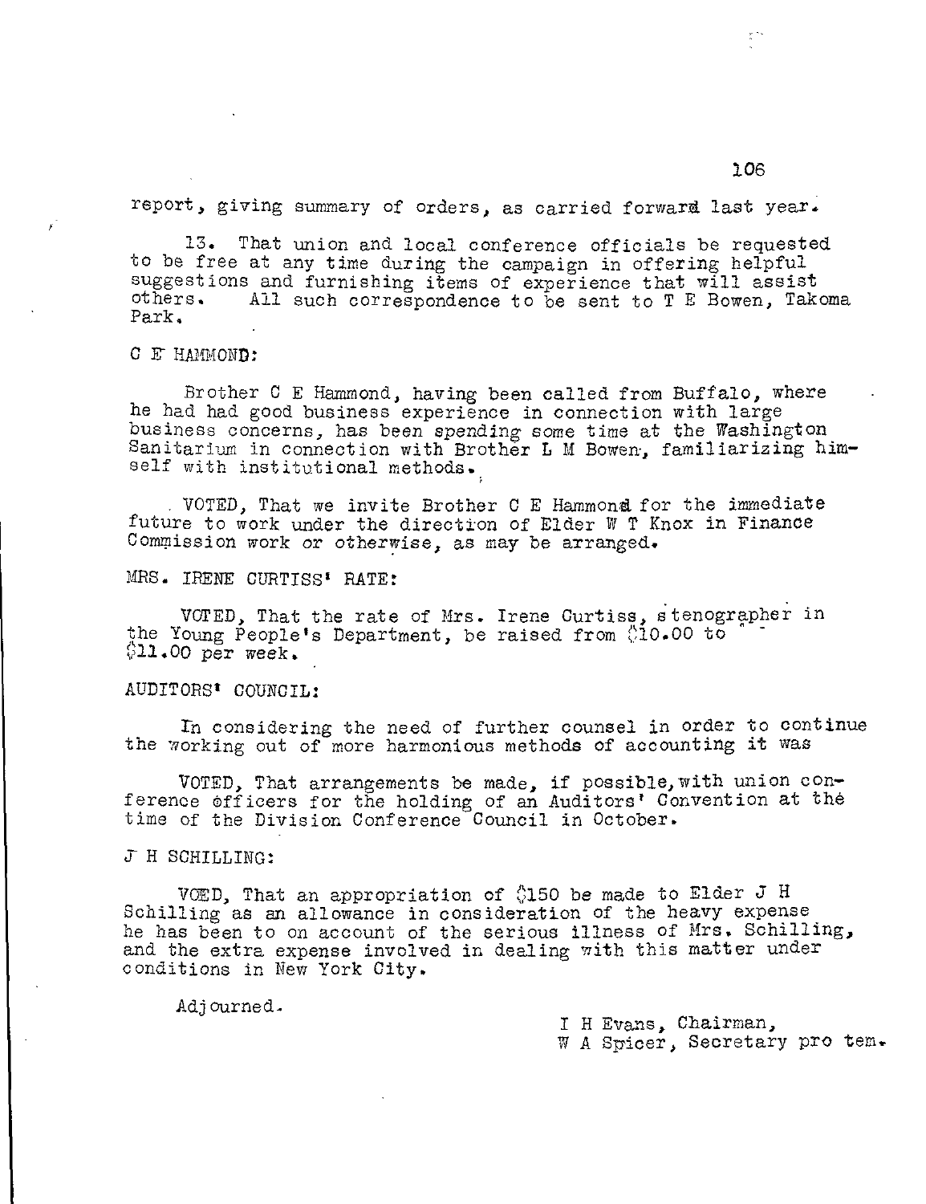report, giving summary of orders, as carried forward last year.

13. That union and local conference officials be requested to be free at any time during the campaign in offering helpful suggestions and furnishing items of experience that will assist others. All such correspondence to be sent to T E Bowen, Takoma Park.

C E HAMMOND:

Brother C E Hammond, having been called from Buffalo, where he had had good business experience in connection with large business concerns, has been spending some time at the Washington Sanitarium in connection with Brother L M Bowen, familiarizing himself with institutional methods.

VOTED, That we invite Brother C E Hammond for the immediate future to work under the direction of Elder W T Knox in Finance Commission work or otherwise, as may be arranged.

MRS. IRENE CURTISS' RATE:

VOTED, That the rate of Mrs. Irene Curtiss, stenographer in the Young People's Department, be raised from $10.00 to $11.00 per week.

AUDITORS' COUNCIL:

In considering the need of further counsel in order to continue the working out of more harmonious methods of accounting it was

VOTED, That arrangements be made, if possible, with union conference officers for the holding of an Auditors' Convention at the time of the Division Conference Council in October.

J H SCHILLING:

VOED, That an appropriation of $150 be made to Elder J H Schilling as an allowance in consideration of the heavy expense he has been to on account of the serious illness of Mrs. Schilling, and the extra expense involved in dealing with this matter under conditions in New York City.

Adjourned.

I H Evans, Chairman,
W A Spicer, Secretary pro tem.